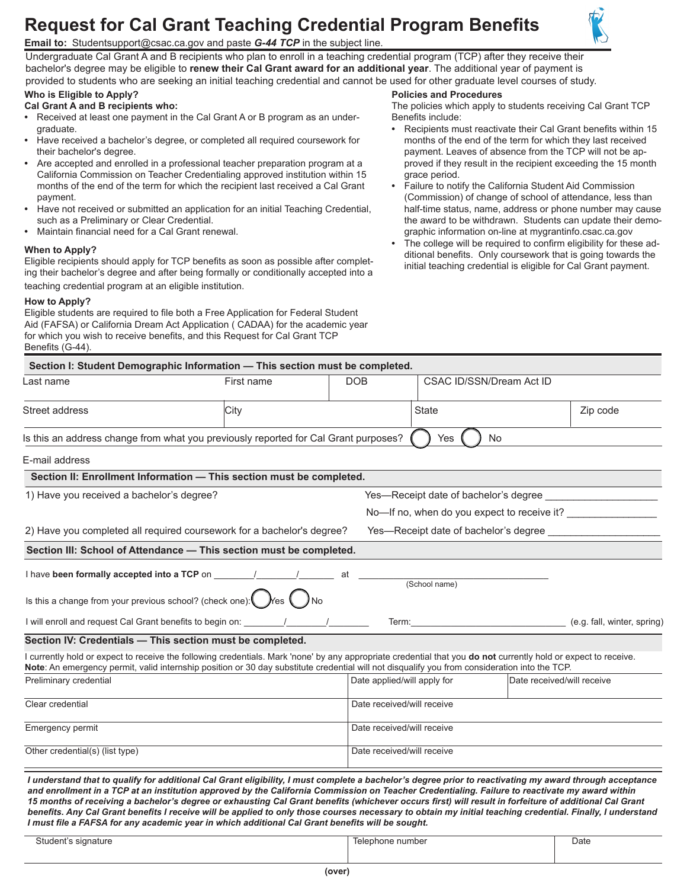# Request for Cal Grant Teaching Credential Program Benefits

**Email to:** Studentsupport@csac.ca.gov and paste ***G-44 TCP*** in the subject line.

Undergraduate Cal Grant A and B recipients who plan to enroll in a teaching credential program (TCP) after they receive their bachelor's degree may be eligible to **renew their Cal Grant award for an additional year**. The additional year of payment is provided to students who are seeking an initial teaching credential and cannot be used for other graduate level courses of study.

### Who is Eligible to Apply?

**Cal Grant A and B recipients who:**

- Received at least one payment in the Cal Grant A or B program as an undergraduate.
- Have received a bachelor's degree, or completed all required coursework for their bachelor's degree.
- Are accepted and enrolled in a professional teacher preparation program at a California Commission on Teacher Credentialing approved institution within 15 months of the end of the term for which the recipient last received a Cal Grant payment.
- Have not received or submitted an application for an initial Teaching Credential, such as a Preliminary or Clear Credential.
- Maintain financial need for a Cal Grant renewal.

### When to Apply?

Eligible recipients should apply for TCP benefits as soon as possible after completing their bachelor's degree and after being formally or conditionally accepted into a teaching credential program at an eligible institution.

### How to Apply?

Eligible students are required to file both a Free Application for Federal Student Aid (FAFSA) or California Dream Act Application ( CADAA) for the academic year for which you wish to receive benefits, and this Request for Cal Grant TCP Benefits (G-44).

### Policies and Procedures

The policies which apply to students receiving Cal Grant TCP Benefits include:

- Recipients must reactivate their Cal Grant benefits within 15 months of the end of the term for which they last received payment. Leaves of absence from the TCP will not be approved if they result in the recipient exceeding the 15 month grace period.
- Failure to notify the California Student Aid Commission (Commission) of change of school of attendance, less than half-time status, name, address or phone number may cause the award to be withdrawn. Students can update their demographic information on-line at mygrantinfo.csac.ca.gov
- The college will be required to confirm eligibility for these additional benefits. Only coursework that is going towards the initial teaching credential is eligible for Cal Grant payment.

## Section I: Student Demographic Information — This section must be completed.

| Last name | First name | DOB | CSAC ID/SSN/Dream Act ID |
|---|---|---|---|

| Street address | City | State | Zip code |
|---|---|---|---|

Is this an address change from what you previously reported for Cal Grant purposes? ◯ Yes ◯ No

E-mail address

## Section II: Enrollment Information — This section must be completed.

1) Have you received a bachelor's degree? Yes—Receipt date of bachelor's degree ____________________

No—If no, when do you expect to receive it? ________________

2) Have you completed all required coursework for a bachelor's degree? Yes—Receipt date of bachelor's degree ____________________

## Section III: School of Attendance — This section must be completed.

I have **been formally accepted into a TCP** on ________/________/________ at ____________________________________ (School name)

Is this a change from your previous school? (check one): ◯ Yes ◯ No

I will enroll and request Cal Grant benefits to begin on: ________/________/________ Term: ______________________________ (e.g. fall, winter, spring)

## Section IV: Credentials — This section must be completed.

I currently hold or expect to receive the following credentials. Mark 'none' by any appropriate credential that you **do not** currently hold or expect to receive.
**Note**: An emergency permit, valid internship position or 30 day substitute credential will not disqualify you from consideration into the TCP.

| Preliminary credential | Date applied/will apply for | Date received/will receive |
|---|---|---|
| Clear credential | Date received/will receive | |
| Emergency permit | Date received/will receive | |
| Other credential(s) (list type) | Date received/will receive | |

***I understand that to qualify for additional Cal Grant eligibility, I must complete a bachelor's degree prior to reactivating my award through acceptance and enrollment in a TCP at an institution approved by the California Commission on Teacher Credentialing. Failure to reactivate my award within 15 months of receiving a bachelor's degree or exhausting Cal Grant benefits (whichever occurs first) will result in forfeiture of additional Cal Grant benefits. Any Cal Grant benefits I receive will be applied to only those courses necessary to obtain my initial teaching credential. Finally, I understand I must file a FAFSA for any academic year in which additional Cal Grant benefits will be sought.***

| Student's signature | Telephone number | Date |
|---|---|---|

**(over)**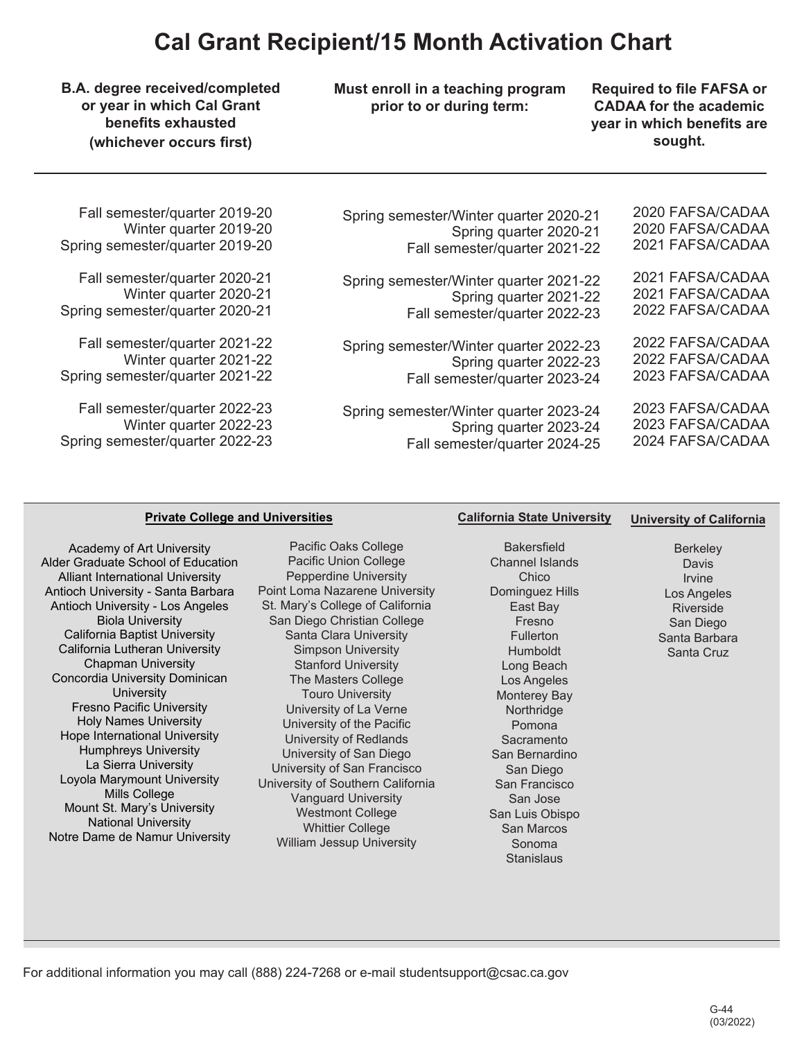# Cal Grant Recipient/15 Month Activation Chart

| B.A. degree received/completed or year in which Cal Grant benefits exhausted (whichever occurs first) | Must enroll in a teaching program prior to or during term: | Required to file FAFSA or CADAA for the academic year in which benefits are sought. |
|---|---|---|
| Fall semester/quarter 2019-20 | Spring semester/Winter quarter 2020-21 | 2020 FAFSA/CADAA |
| Winter quarter 2019-20 | Spring quarter 2020-21 | 2020 FAFSA/CADAA |
| Spring semester/quarter 2019-20 | Fall semester/quarter 2021-22 | 2021 FAFSA/CADAA |
| Fall semester/quarter 2020-21 | Spring semester/Winter quarter 2021-22 | 2021 FAFSA/CADAA |
| Winter quarter 2020-21 | Spring quarter 2021-22 | 2021 FAFSA/CADAA |
| Spring semester/quarter 2020-21 | Fall semester/quarter 2022-23 | 2022 FAFSA/CADAA |
| Fall semester/quarter 2021-22 | Spring semester/Winter quarter 2022-23 | 2022 FAFSA/CADAA |
| Winter quarter 2021-22 | Spring quarter 2022-23 | 2022 FAFSA/CADAA |
| Spring semester/quarter 2021-22 | Fall semester/quarter 2023-24 | 2023 FAFSA/CADAA |
| Fall semester/quarter 2022-23 | Spring semester/Winter quarter 2023-24 | 2023 FAFSA/CADAA |
| Winter quarter 2022-23 | Spring quarter 2023-24 | 2023 FAFSA/CADAA |
| Spring semester/quarter 2022-23 | Fall semester/quarter 2024-25 | 2024 FAFSA/CADAA |

**Private College and Universities**

Academy of Art University
Alder Graduate School of Education
Alliant International University
Antioch University - Santa Barbara
Antioch University - Los Angeles
Biola University
California Baptist University
California Lutheran University
Chapman University
Concordia University Dominican University
Fresno Pacific University
Holy Names University
Hope International University
Humphreys University
La Sierra University
Loyola Marymount University
Mills College
Mount St. Mary's University
National University
Notre Dame de Namur University
Pacific Oaks College
Pacific Union College
Pepperdine University
Point Loma Nazarene University
St. Mary's College of California
San Diego Christian College
Santa Clara University
Simpson University
Stanford University
The Masters College
Touro University
University of La Verne
University of the Pacific
University of Redlands
University of San Diego
University of San Francisco
University of Southern California
Vanguard University
Westmont College
Whittier College
William Jessup University

**California State University**

Bakersfield
Channel Islands
Chico
Dominguez Hills
East Bay
Fresno
Fullerton
Humboldt
Long Beach
Los Angeles
Monterey Bay
Northridge
Pomona
Sacramento
San Bernardino
San Diego
San Francisco
San Jose
San Luis Obispo
San Marcos
Sonoma
Stanislaus

**University of California**

Berkeley
Davis
Irvine
Los Angeles
Riverside
San Diego
Santa Barbara
Santa Cruz

For additional information you may call (888) 224-7268 or e-mail studentsupport@csac.ca.gov

G-44
(03/2022)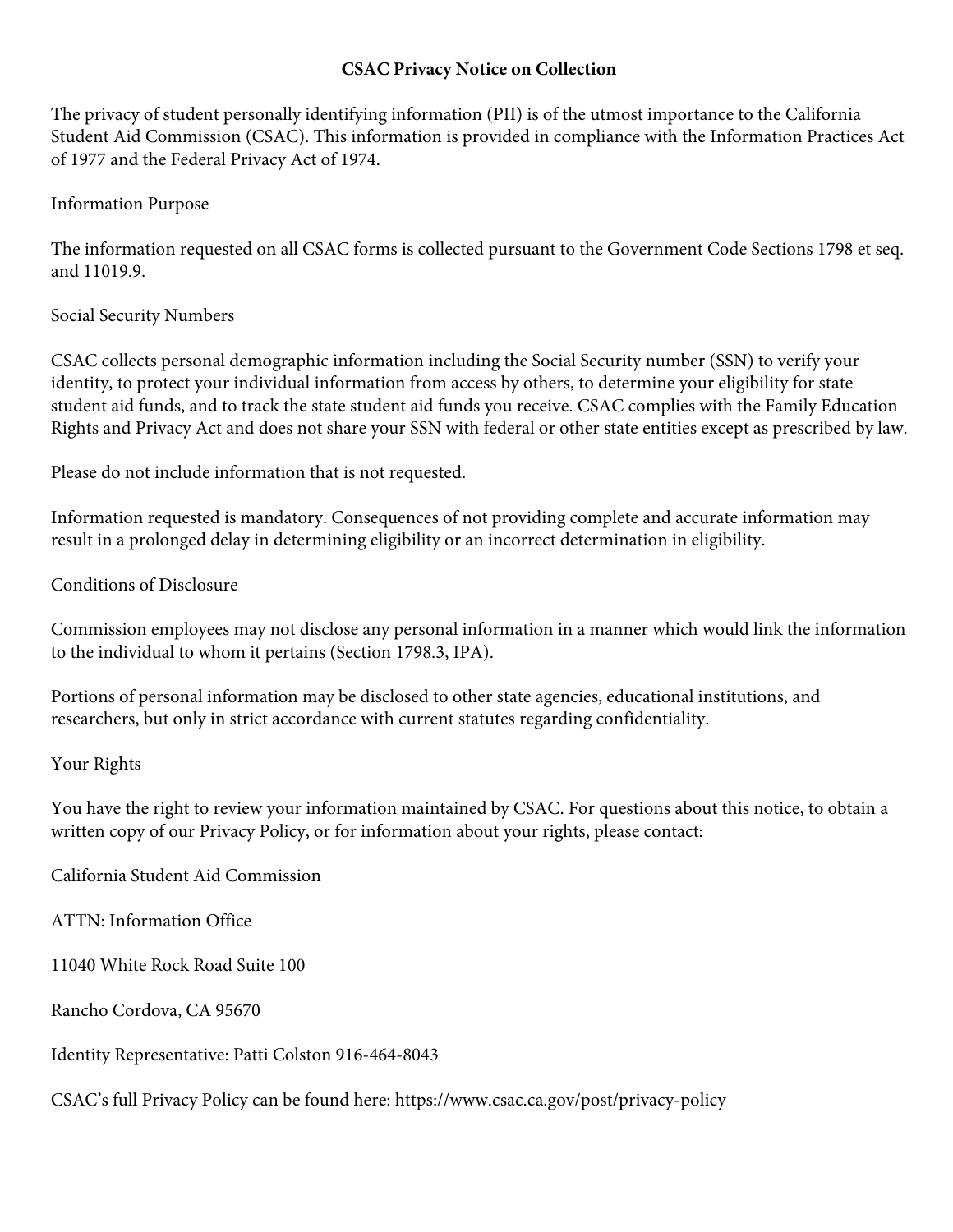# CSAC Privacy Notice on Collection

The privacy of student personally identifying information (PII) is of the utmost importance to the California Student Aid Commission (CSAC). This information is provided in compliance with the Information Practices Act of 1977 and the Federal Privacy Act of 1974.

## Information Purpose

The information requested on all CSAC forms is collected pursuant to the Government Code Sections 1798 et seq. and 11019.9.

## Social Security Numbers

CSAC collects personal demographic information including the Social Security number (SSN) to verify your identity, to protect your individual information from access by others, to determine your eligibility for state student aid funds, and to track the state student aid funds you receive. CSAC complies with the Family Education Rights and Privacy Act and does not share your SSN with federal or other state entities except as prescribed by law.

Please do not include information that is not requested.

Information requested is mandatory. Consequences of not providing complete and accurate information may result in a prolonged delay in determining eligibility or an incorrect determination in eligibility.

## Conditions of Disclosure

Commission employees may not disclose any personal information in a manner which would link the information to the individual to whom it pertains (Section 1798.3, IPA).

Portions of personal information may be disclosed to other state agencies, educational institutions, and researchers, but only in strict accordance with current statutes regarding confidentiality.

## Your Rights

You have the right to review your information maintained by CSAC. For questions about this notice, to obtain a written copy of our Privacy Policy, or for information about your rights, please contact:

California Student Aid Commission

ATTN: Information Office

11040 White Rock Road Suite 100

Rancho Cordova, CA 95670

Identity Representative: Patti Colston 916-464-8043

CSAC's full Privacy Policy can be found here: https://www.csac.ca.gov/post/privacy-policy